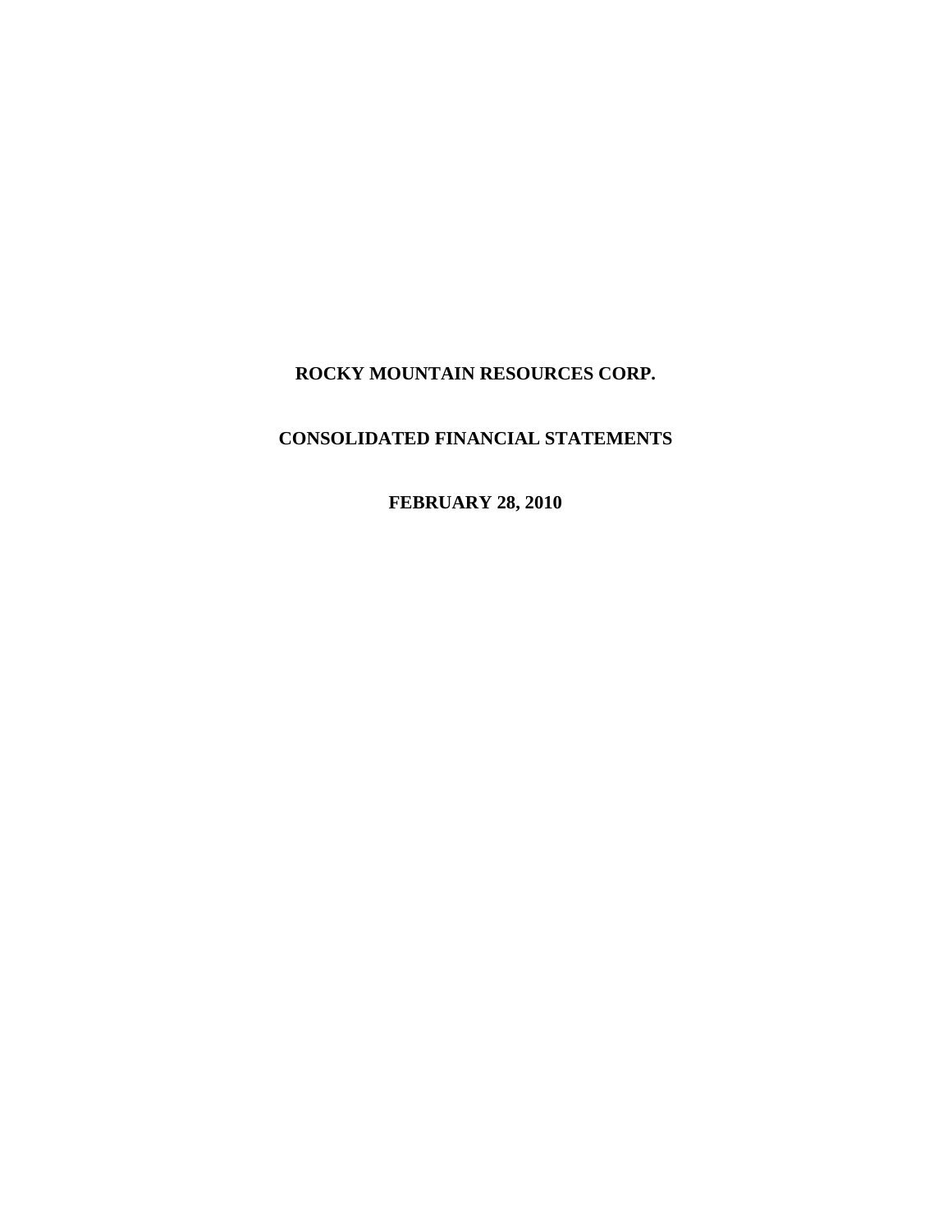**ROCKY MOUNTAIN RESOURCES CORP.**

**CONSOLIDATED FINANCIAL STATEMENTS**

**FEBRUARY 28, 2010**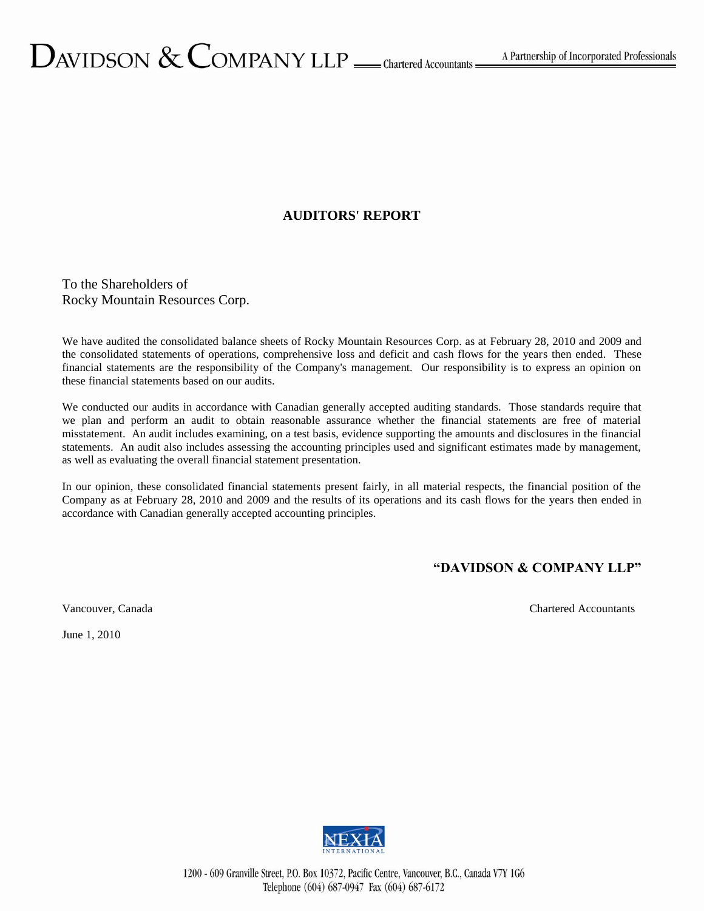DAVIDSON & COMPANY LLP — Chartered Accountants — A Partnership of Incorporated Professionals

## AUDITORS' REPORT

To the Shareholders of
Rocky Mountain Resources Corp.

We have audited the consolidated balance sheets of Rocky Mountain Resources Corp. as at February 28, 2010 and 2009 and the consolidated statements of operations, comprehensive loss and deficit and cash flows for the years then ended. These financial statements are the responsibility of the Company's management. Our responsibility is to express an opinion on these financial statements based on our audits.

We conducted our audits in accordance with Canadian generally accepted auditing standards. Those standards require that we plan and perform an audit to obtain reasonable assurance whether the financial statements are free of material misstatement. An audit includes examining, on a test basis, evidence supporting the amounts and disclosures in the financial statements. An audit also includes assessing the accounting principles used and significant estimates made by management, as well as evaluating the overall financial statement presentation.

In our opinion, these consolidated financial statements present fairly, in all material respects, the financial position of the Company as at February 28, 2010 and 2009 and the results of its operations and its cash flows for the years then ended in accordance with Canadian generally accepted accounting principles.

**"DAVIDSON & COMPANY LLP"**

Vancouver, Canada

Chartered Accountants

June 1, 2010

NEXIA INTERNATIONAL

1200 - 609 Granville Street, P.O. Box 10372, Pacific Centre, Vancouver, B.C., Canada V7Y 1G6
Telephone (604) 687-0947 Fax (604) 687-6172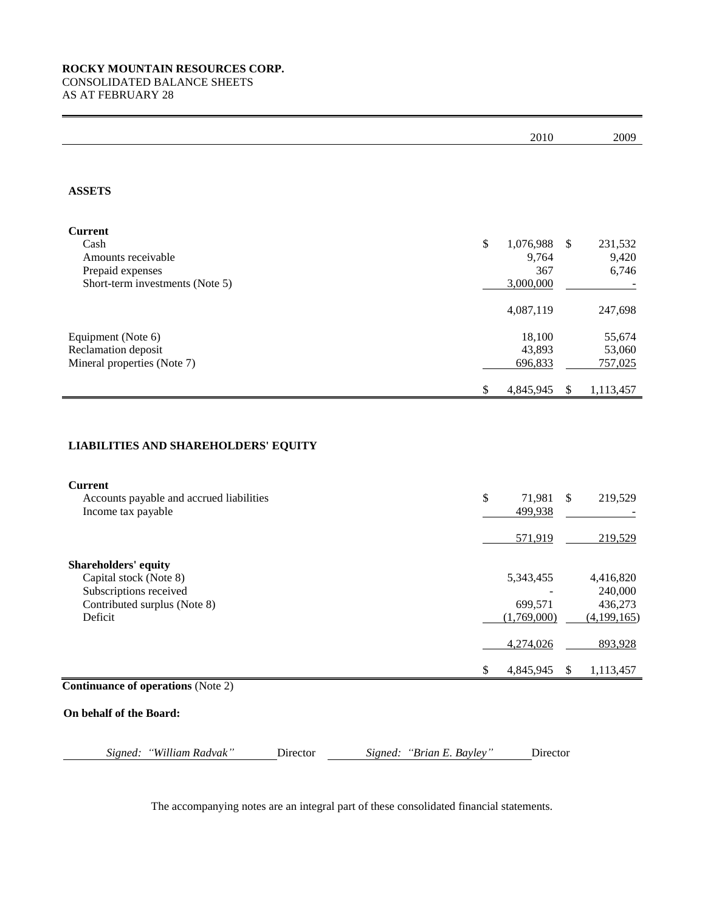**ROCKY MOUNTAIN RESOURCES CORP.**
CONSOLIDATED BALANCE SHEETS
AS AT FEBRUARY 28

| | 2010 | 2009 |
|---|---|---|
| **ASSETS** | | |
| **Current** | | |
| Cash | $ 1,076,988 | $ 231,532 |
| Amounts receivable | 9,764 | 9,420 |
| Prepaid expenses | 367 | 6,746 |
| Short-term investments (Note 5) | 3,000,000 | - |
| | 4,087,119 | 247,698 |
| Equipment (Note 6) | 18,100 | 55,674 |
| Reclamation deposit | 43,893 | 53,060 |
| Mineral properties (Note 7) | 696,833 | 757,025 |
| | $ 4,845,945 | $ 1,113,457 |
| **LIABILITIES AND SHAREHOLDERS' EQUITY** | | |
| **Current** | | |
| Accounts payable and accrued liabilities | $ 71,981 | $ 219,529 |
| Income tax payable | 499,938 | - |
| | 571,919 | 219,529 |
| **Shareholders' equity** | | |
| Capital stock (Note 8) | 5,343,455 | 4,416,820 |
| Subscriptions received | - | 240,000 |
| Contributed surplus (Note 8) | 699,571 | 436,273 |
| Deficit | (1,769,000) | (4,199,165) |
| | 4,274,026 | 893,928 |
| | $ 4,845,945 | $ 1,113,457 |

**Continuance of operations** (Note 2)

**On behalf of the Board:**

*Signed: "William Radvak"* Director *Signed: "Brian E. Bayley"* Director

The accompanying notes are an integral part of these consolidated financial statements.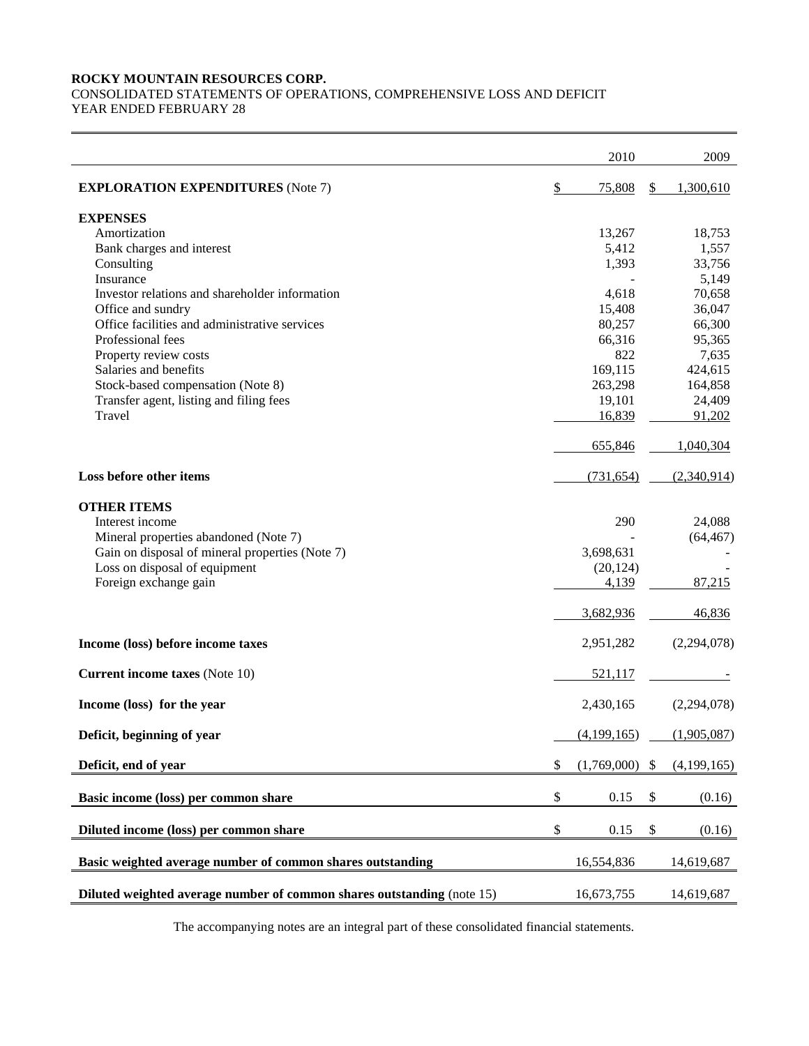**ROCKY MOUNTAIN RESOURCES CORP.**
CONSOLIDATED STATEMENTS OF OPERATIONS, COMPREHENSIVE LOSS AND DEFICIT
YEAR ENDED FEBRUARY 28

| | 2010 | 2009 |
|---|---|---|
| **EXPLORATION EXPENDITURES** (Note 7) | $ 75,808 | $ 1,300,610 |
| **EXPENSES** | | |
| Amortization | 13,267 | 18,753 |
| Bank charges and interest | 5,412 | 1,557 |
| Consulting | 1,393 | 33,756 |
| Insurance | - | 5,149 |
| Investor relations and shareholder information | 4,618 | 70,658 |
| Office and sundry | 15,408 | 36,047 |
| Office facilities and administrative services | 80,257 | 66,300 |
| Professional fees | 66,316 | 95,365 |
| Property review costs | 822 | 7,635 |
| Salaries and benefits | 169,115 | 424,615 |
| Stock-based compensation (Note 8) | 263,298 | 164,858 |
| Transfer agent, listing and filing fees | 19,101 | 24,409 |
| Travel | 16,839 | 91,202 |
| | 655,846 | 1,040,304 |
| **Loss before other items** | (731,654) | (2,340,914) |
| **OTHER ITEMS** | | |
| Interest income | 290 | 24,088 |
| Mineral properties abandoned (Note 7) | - | (64,467) |
| Gain on disposal of mineral properties (Note 7) | 3,698,631 | - |
| Loss on disposal of equipment | (20,124) | - |
| Foreign exchange gain | 4,139 | 87,215 |
| | 3,682,936 | 46,836 |
| **Income (loss) before income taxes** | 2,951,282 | (2,294,078) |
| **Current income taxes** (Note 10) | 521,117 | - |
| **Income (loss) for the year** | 2,430,165 | (2,294,078) |
| **Deficit, beginning of year** | (4,199,165) | (1,905,087) |
| **Deficit, end of year** | $ (1,769,000) | $ (4,199,165) |
| **Basic income (loss) per common share** | $ 0.15 | $ (0.16) |
| **Diluted income (loss) per common share** | $ 0.15 | $ (0.16) |
| **Basic weighted average number of common shares outstanding** | 16,554,836 | 14,619,687 |
| **Diluted weighted average number of common shares outstanding** (note 15) | 16,673,755 | 14,619,687 |

The accompanying notes are an integral part of these consolidated financial statements.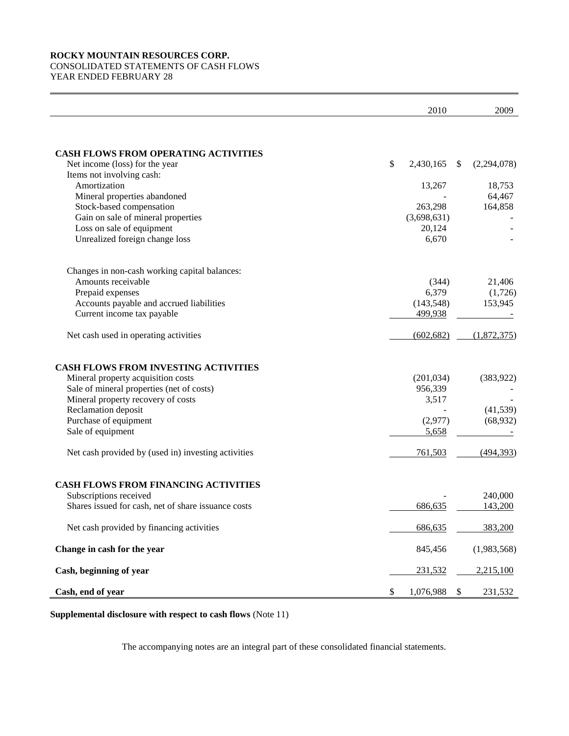**ROCKY MOUNTAIN RESOURCES CORP.**
CONSOLIDATED STATEMENTS OF CASH FLOWS
YEAR ENDED FEBRUARY 28

| | 2010 | 2009 |
|---|---|---|
| **CASH FLOWS FROM OPERATING ACTIVITIES** | | |
| Net income (loss) for the year | $ 2,430,165 | $ (2,294,078) |
| Items not involving cash: | | |
| Amortization | 13,267 | 18,753 |
| Mineral properties abandoned | - | 64,467 |
| Stock-based compensation | 263,298 | 164,858 |
| Gain on sale of mineral properties | (3,698,631) | - |
| Loss on sale of equipment | 20,124 | - |
| Unrealized foreign change loss | 6,670 | - |
| Changes in non-cash working capital balances: | | |
| Amounts receivable | (344) | 21,406 |
| Prepaid expenses | 6,379 | (1,726) |
| Accounts payable and accrued liabilities | (143,548) | 153,945 |
| Current income tax payable | 499,938 | - |
| Net cash used in operating activities | (602,682) | (1,872,375) |
| **CASH FLOWS FROM INVESTING ACTIVITIES** | | |
| Mineral property acquisition costs | (201,034) | (383,922) |
| Sale of mineral properties (net of costs) | 956,339 | - |
| Mineral property recovery of costs | 3,517 | - |
| Reclamation deposit | - | (41,539) |
| Purchase of equipment | (2,977) | (68,932) |
| Sale of equipment | 5,658 | - |
| Net cash provided by (used in) investing activities | 761,503 | (494,393) |
| **CASH FLOWS FROM FINANCING ACTIVITIES** | | |
| Subscriptions received | - | 240,000 |
| Shares issued for cash, net of share issuance costs | 686,635 | 143,200 |
| Net cash provided by financing activities | 686,635 | 383,200 |
| **Change in cash for the year** | 845,456 | (1,983,568) |
| **Cash, beginning of year** | 231,532 | 2,215,100 |
| **Cash, end of year** | $ 1,076,988 | $ 231,532 |

**Supplemental disclosure with respect to cash flows** (Note 11)

The accompanying notes are an integral part of these consolidated financial statements.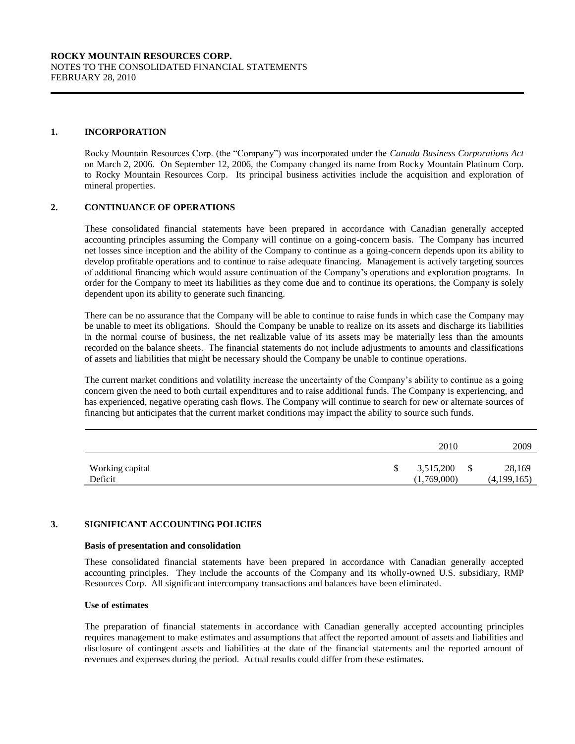**ROCKY MOUNTAIN RESOURCES CORP.**
NOTES TO THE CONSOLIDATED FINANCIAL STATEMENTS
FEBRUARY 28, 2010

## 1. INCORPORATION

Rocky Mountain Resources Corp. (the "Company") was incorporated under the *Canada Business Corporations Act* on March 2, 2006. On September 12, 2006, the Company changed its name from Rocky Mountain Platinum Corp. to Rocky Mountain Resources Corp. Its principal business activities include the acquisition and exploration of mineral properties.

## 2. CONTINUANCE OF OPERATIONS

These consolidated financial statements have been prepared in accordance with Canadian generally accepted accounting principles assuming the Company will continue on a going-concern basis. The Company has incurred net losses since inception and the ability of the Company to continue as a going-concern depends upon its ability to develop profitable operations and to continue to raise adequate financing. Management is actively targeting sources of additional financing which would assure continuation of the Company's operations and exploration programs. In order for the Company to meet its liabilities as they come due and to continue its operations, the Company is solely dependent upon its ability to generate such financing.

There can be no assurance that the Company will be able to continue to raise funds in which case the Company may be unable to meet its obligations. Should the Company be unable to realize on its assets and discharge its liabilities in the normal course of business, the net realizable value of its assets may be materially less than the amounts recorded on the balance sheets. The financial statements do not include adjustments to amounts and classifications of assets and liabilities that might be necessary should the Company be unable to continue operations.

The current market conditions and volatility increase the uncertainty of the Company's ability to continue as a going concern given the need to both curtail expenditures and to raise additional funds. The Company is experiencing, and has experienced, negative operating cash flows. The Company will continue to search for new or alternate sources of financing but anticipates that the current market conditions may impact the ability to source such funds.

| | 2010 | 2009 |
|---|---|---|
| Working capital | $ 3,515,200 | $ 28,169 |
| Deficit | (1,769,000) | (4,199,165) |

## 3. SIGNIFICANT ACCOUNTING POLICIES

### Basis of presentation and consolidation

These consolidated financial statements have been prepared in accordance with Canadian generally accepted accounting principles. They include the accounts of the Company and its wholly-owned U.S. subsidiary, RMP Resources Corp. All significant intercompany transactions and balances have been eliminated.

### Use of estimates

The preparation of financial statements in accordance with Canadian generally accepted accounting principles requires management to make estimates and assumptions that affect the reported amount of assets and liabilities and disclosure of contingent assets and liabilities at the date of the financial statements and the reported amount of revenues and expenses during the period. Actual results could differ from these estimates.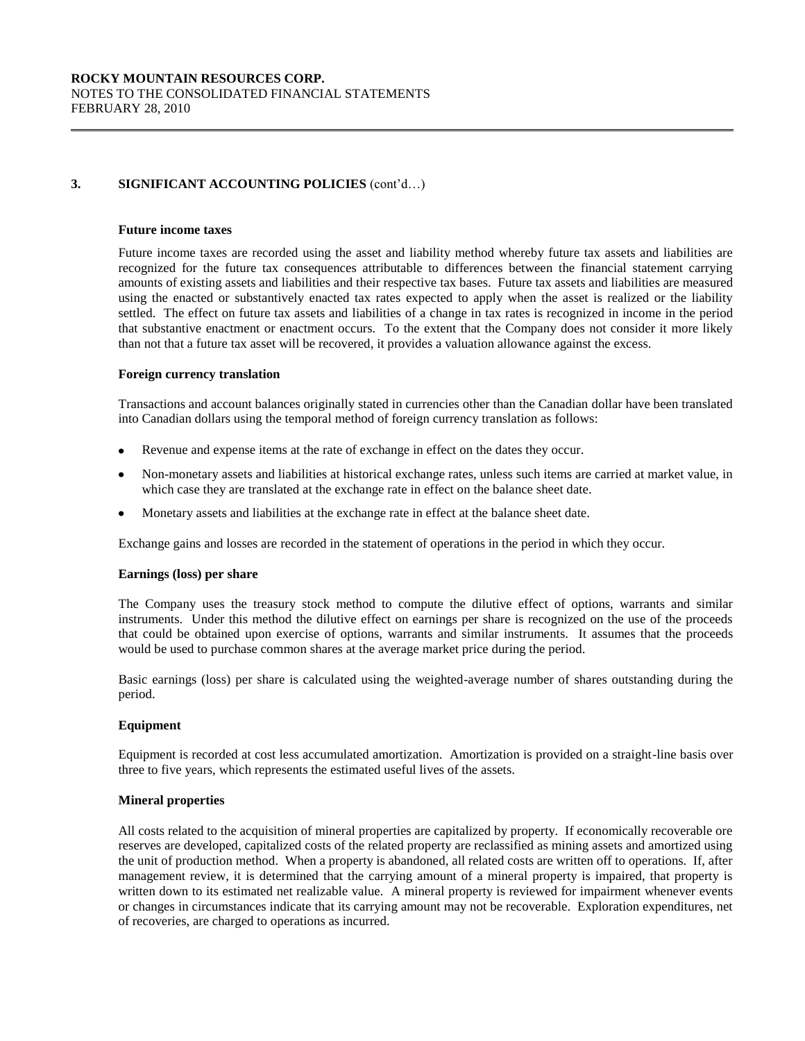## 3. SIGNIFICANT ACCOUNTING POLICIES (cont'd…)

### Future income taxes

Future income taxes are recorded using the asset and liability method whereby future tax assets and liabilities are recognized for the future tax consequences attributable to differences between the financial statement carrying amounts of existing assets and liabilities and their respective tax bases. Future tax assets and liabilities are measured using the enacted or substantively enacted tax rates expected to apply when the asset is realized or the liability settled. The effect on future tax assets and liabilities of a change in tax rates is recognized in income in the period that substantive enactment or enactment occurs. To the extent that the Company does not consider it more likely than not that a future tax asset will be recovered, it provides a valuation allowance against the excess.

### Foreign currency translation

Transactions and account balances originally stated in currencies other than the Canadian dollar have been translated into Canadian dollars using the temporal method of foreign currency translation as follows:

- Revenue and expense items at the rate of exchange in effect on the dates they occur.
- Non-monetary assets and liabilities at historical exchange rates, unless such items are carried at market value, in which case they are translated at the exchange rate in effect on the balance sheet date.
- Monetary assets and liabilities at the exchange rate in effect at the balance sheet date.

Exchange gains and losses are recorded in the statement of operations in the period in which they occur.

### Earnings (loss) per share

The Company uses the treasury stock method to compute the dilutive effect of options, warrants and similar instruments. Under this method the dilutive effect on earnings per share is recognized on the use of the proceeds that could be obtained upon exercise of options, warrants and similar instruments. It assumes that the proceeds would be used to purchase common shares at the average market price during the period.

Basic earnings (loss) per share is calculated using the weighted-average number of shares outstanding during the period.

### Equipment

Equipment is recorded at cost less accumulated amortization. Amortization is provided on a straight-line basis over three to five years, which represents the estimated useful lives of the assets.

### Mineral properties

All costs related to the acquisition of mineral properties are capitalized by property. If economically recoverable ore reserves are developed, capitalized costs of the related property are reclassified as mining assets and amortized using the unit of production method. When a property is abandoned, all related costs are written off to operations. If, after management review, it is determined that the carrying amount of a mineral property is impaired, that property is written down to its estimated net realizable value. A mineral property is reviewed for impairment whenever events or changes in circumstances indicate that its carrying amount may not be recoverable. Exploration expenditures, net of recoveries, are charged to operations as incurred.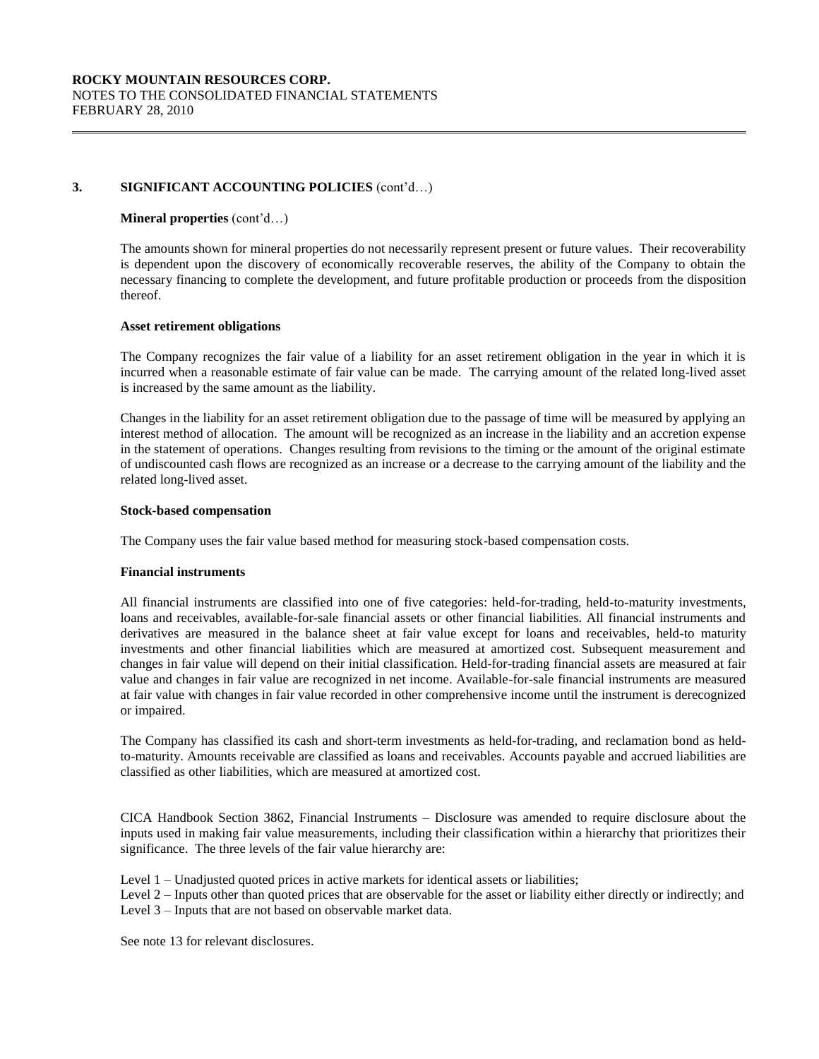## 3. SIGNIFICANT ACCOUNTING POLICIES (cont'd…)

**Mineral properties** (cont'd…)

The amounts shown for mineral properties do not necessarily represent present or future values. Their recoverability is dependent upon the discovery of economically recoverable reserves, the ability of the Company to obtain the necessary financing to complete the development, and future profitable production or proceeds from the disposition thereof.

**Asset retirement obligations**

The Company recognizes the fair value of a liability for an asset retirement obligation in the year in which it is incurred when a reasonable estimate of fair value can be made. The carrying amount of the related long-lived asset is increased by the same amount as the liability.

Changes in the liability for an asset retirement obligation due to the passage of time will be measured by applying an interest method of allocation. The amount will be recognized as an increase in the liability and an accretion expense in the statement of operations. Changes resulting from revisions to the timing or the amount of the original estimate of undiscounted cash flows are recognized as an increase or a decrease to the carrying amount of the liability and the related long-lived asset.

**Stock-based compensation**

The Company uses the fair value based method for measuring stock-based compensation costs.

**Financial instruments**

All financial instruments are classified into one of five categories: held-for-trading, held-to-maturity investments, loans and receivables, available-for-sale financial assets or other financial liabilities. All financial instruments and derivatives are measured in the balance sheet at fair value except for loans and receivables, held-to maturity investments and other financial liabilities which are measured at amortized cost. Subsequent measurement and changes in fair value will depend on their initial classification. Held-for-trading financial assets are measured at fair value and changes in fair value are recognized in net income. Available-for-sale financial instruments are measured at fair value with changes in fair value recorded in other comprehensive income until the instrument is derecognized or impaired.

The Company has classified its cash and short-term investments as held-for-trading, and reclamation bond as held-to-maturity. Amounts receivable are classified as loans and receivables. Accounts payable and accrued liabilities are classified as other liabilities, which are measured at amortized cost.

CICA Handbook Section 3862, Financial Instruments – Disclosure was amended to require disclosure about the inputs used in making fair value measurements, including their classification within a hierarchy that prioritizes their significance. The three levels of the fair value hierarchy are:

Level 1 – Unadjusted quoted prices in active markets for identical assets or liabilities;
Level 2 – Inputs other than quoted prices that are observable for the asset or liability either directly or indirectly; and
Level 3 – Inputs that are not based on observable market data.

See note 13 for relevant disclosures.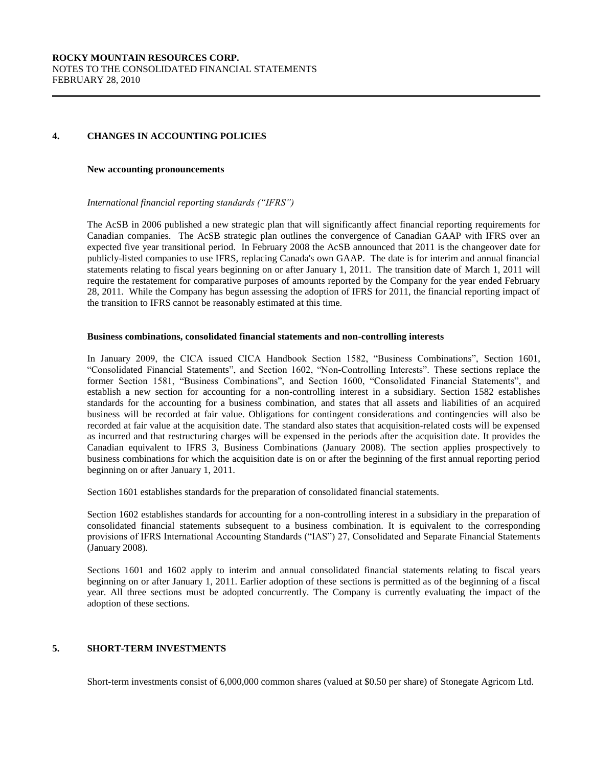## 4. CHANGES IN ACCOUNTING POLICIES

### New accounting pronouncements

*International financial reporting standards ("IFRS")*

The AcSB in 2006 published a new strategic plan that will significantly affect financial reporting requirements for Canadian companies. The AcSB strategic plan outlines the convergence of Canadian GAAP with IFRS over an expected five year transitional period. In February 2008 the AcSB announced that 2011 is the changeover date for publicly-listed companies to use IFRS, replacing Canada's own GAAP. The date is for interim and annual financial statements relating to fiscal years beginning on or after January 1, 2011. The transition date of March 1, 2011 will require the restatement for comparative purposes of amounts reported by the Company for the year ended February 28, 2011. While the Company has begun assessing the adoption of IFRS for 2011, the financial reporting impact of the transition to IFRS cannot be reasonably estimated at this time.

### Business combinations, consolidated financial statements and non-controlling interests

In January 2009, the CICA issued CICA Handbook Section 1582, "Business Combinations", Section 1601, "Consolidated Financial Statements", and Section 1602, "Non-Controlling Interests". These sections replace the former Section 1581, "Business Combinations", and Section 1600, "Consolidated Financial Statements", and establish a new section for accounting for a non-controlling interest in a subsidiary. Section 1582 establishes standards for the accounting for a business combination, and states that all assets and liabilities of an acquired business will be recorded at fair value. Obligations for contingent considerations and contingencies will also be recorded at fair value at the acquisition date. The standard also states that acquisition-related costs will be expensed as incurred and that restructuring charges will be expensed in the periods after the acquisition date. It provides the Canadian equivalent to IFRS 3, Business Combinations (January 2008). The section applies prospectively to business combinations for which the acquisition date is on or after the beginning of the first annual reporting period beginning on or after January 1, 2011.

Section 1601 establishes standards for the preparation of consolidated financial statements.

Section 1602 establishes standards for accounting for a non-controlling interest in a subsidiary in the preparation of consolidated financial statements subsequent to a business combination. It is equivalent to the corresponding provisions of IFRS International Accounting Standards ("IAS") 27, Consolidated and Separate Financial Statements (January 2008).

Sections 1601 and 1602 apply to interim and annual consolidated financial statements relating to fiscal years beginning on or after January 1, 2011. Earlier adoption of these sections is permitted as of the beginning of a fiscal year. All three sections must be adopted concurrently. The Company is currently evaluating the impact of the adoption of these sections.

## 5. SHORT-TERM INVESTMENTS

Short-term investments consist of 6,000,000 common shares (valued at $0.50 per share) of Stonegate Agricom Ltd.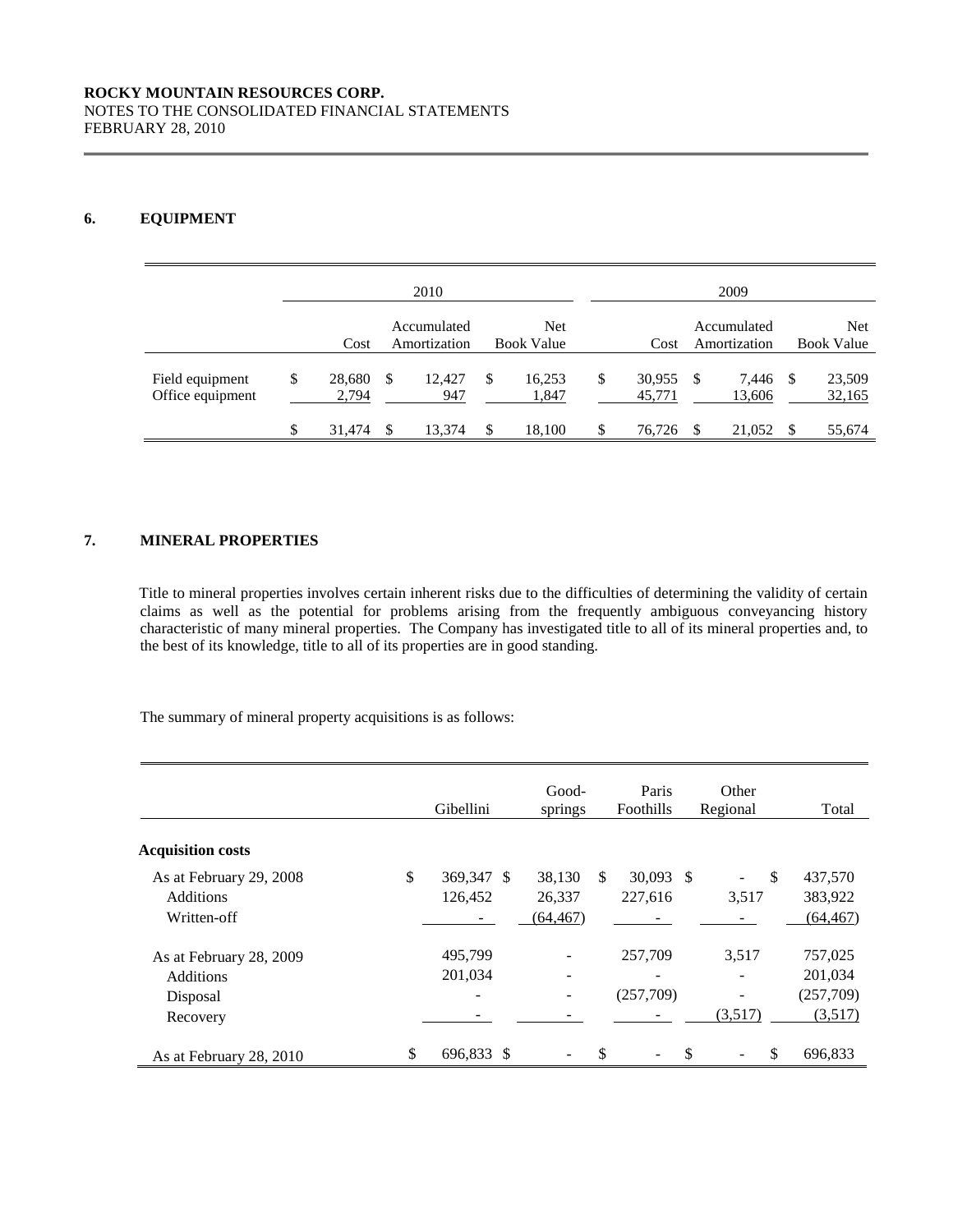**ROCKY MOUNTAIN RESOURCES CORP.**
NOTES TO THE CONSOLIDATED FINANCIAL STATEMENTS
FEBRUARY 28, 2010

## 6. EQUIPMENT

| | 2010 | | | 2009 | | |
|---|---|---|---|---|---|---|
| | Cost | Accumulated Amortization | Net Book Value | Cost | Accumulated Amortization | Net Book Value |
| Field equipment | $ 28,680 | $ 12,427 | $ 16,253 | $ 30,955 | $ 7,446 | $ 23,509 |
| Office equipment | 2,794 | 947 | 1,847 | 45,771 | 13,606 | 32,165 |
| | $ 31,474 | $ 13,374 | $ 18,100 | $ 76,726 | $ 21,052 | $ 55,674 |

## 7. MINERAL PROPERTIES

Title to mineral properties involves certain inherent risks due to the difficulties of determining the validity of certain claims as well as the potential for problems arising from the frequently ambiguous conveyancing history characteristic of many mineral properties. The Company has investigated title to all of its mineral properties and, to the best of its knowledge, title to all of its properties are in good standing.

The summary of mineral property acquisitions is as follows:

| | Gibellini | Good-springs | Paris Foothills | Other Regional | Total |
|---|---|---|---|---|---|
| **Acquisition costs** | | | | | |
| As at February 29, 2008 | $ 369,347 | $ 38,130 | $ 30,093 | $ - | $ 437,570 |
| Additions | 126,452 | 26,337 | 227,616 | 3,517 | 383,922 |
| Written-off | - | (64,467) | - | - | (64,467) |
| As at February 28, 2009 | 495,799 | - | 257,709 | 3,517 | 757,025 |
| Additions | 201,034 | - | - | - | 201,034 |
| Disposal | - | - | (257,709) | - | (257,709) |
| Recovery | - | - | - | (3,517) | (3,517) |
| As at February 28, 2010 | $ 696,833 | $ - | $ - | $ - | $ 696,833 |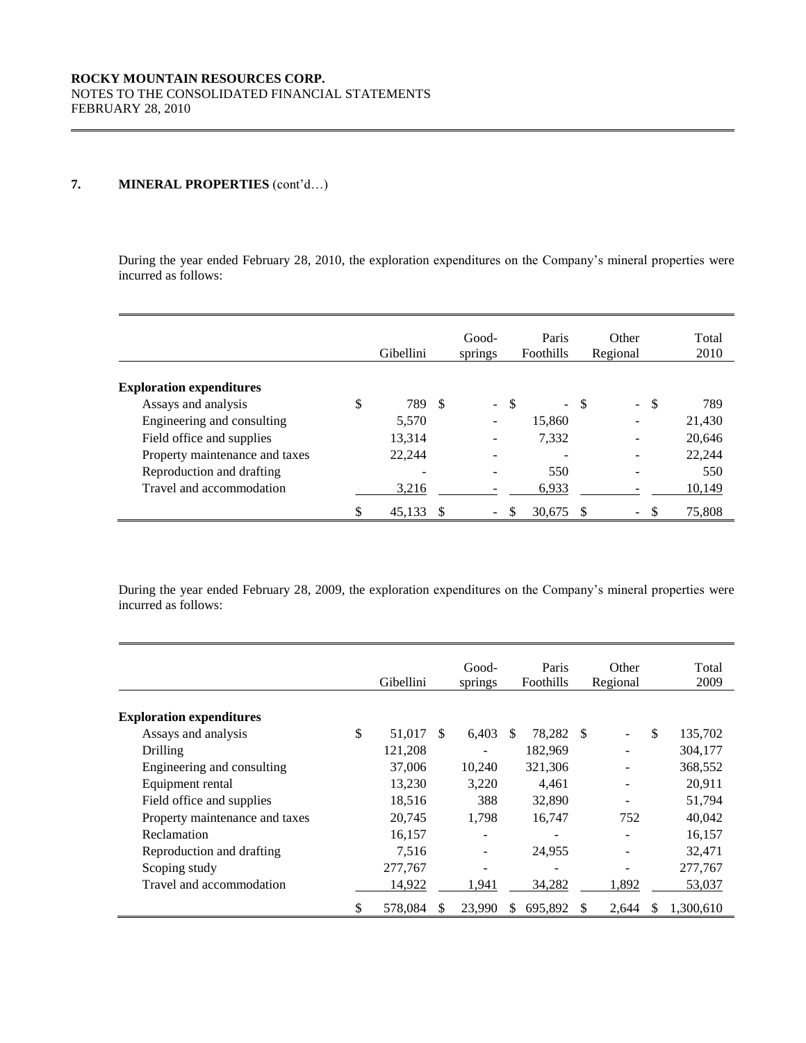## 7. MINERAL PROPERTIES (cont'd…)

During the year ended February 28, 2010, the exploration expenditures on the Company's mineral properties were incurred as follows:

| | Gibellini | Good-springs | Paris Foothills | Other Regional | Total 2010 |
|---|---|---|---|---|---|
| **Exploration expenditures** | | | | | |
| Assays and analysis | $ 789 | $ - | $ - | $ - | $ 789 |
| Engineering and consulting | 5,570 | - | 15,860 | - | 21,430 |
| Field office and supplies | 13,314 | - | 7,332 | - | 20,646 |
| Property maintenance and taxes | 22,244 | - | - | - | 22,244 |
| Reproduction and drafting | - | - | 550 | - | 550 |
| Travel and accommodation | 3,216 | - | 6,933 | - | 10,149 |
| | $ 45,133 | $ - | $ 30,675 | $ - | $ 75,808 |

During the year ended February 28, 2009, the exploration expenditures on the Company's mineral properties were incurred as follows:

| | Gibellini | Good-springs | Paris Foothills | Other Regional | Total 2009 |
|---|---|---|---|---|---|
| **Exploration expenditures** | | | | | |
| Assays and analysis | $ 51,017 | $ 6,403 | $ 78,282 | $ - | $ 135,702 |
| Drilling | 121,208 | - | 182,969 | - | 304,177 |
| Engineering and consulting | 37,006 | 10,240 | 321,306 | - | 368,552 |
| Equipment rental | 13,230 | 3,220 | 4,461 | - | 20,911 |
| Field office and supplies | 18,516 | 388 | 32,890 | - | 51,794 |
| Property maintenance and taxes | 20,745 | 1,798 | 16,747 | 752 | 40,042 |
| Reclamation | 16,157 | - | - | - | 16,157 |
| Reproduction and drafting | 7,516 | - | 24,955 | - | 32,471 |
| Scoping study | 277,767 | - | - | - | 277,767 |
| Travel and accommodation | 14,922 | 1,941 | 34,282 | 1,892 | 53,037 |
| | $ 578,084 | $ 23,990 | $ 695,892 | $ 2,644 | $ 1,300,610 |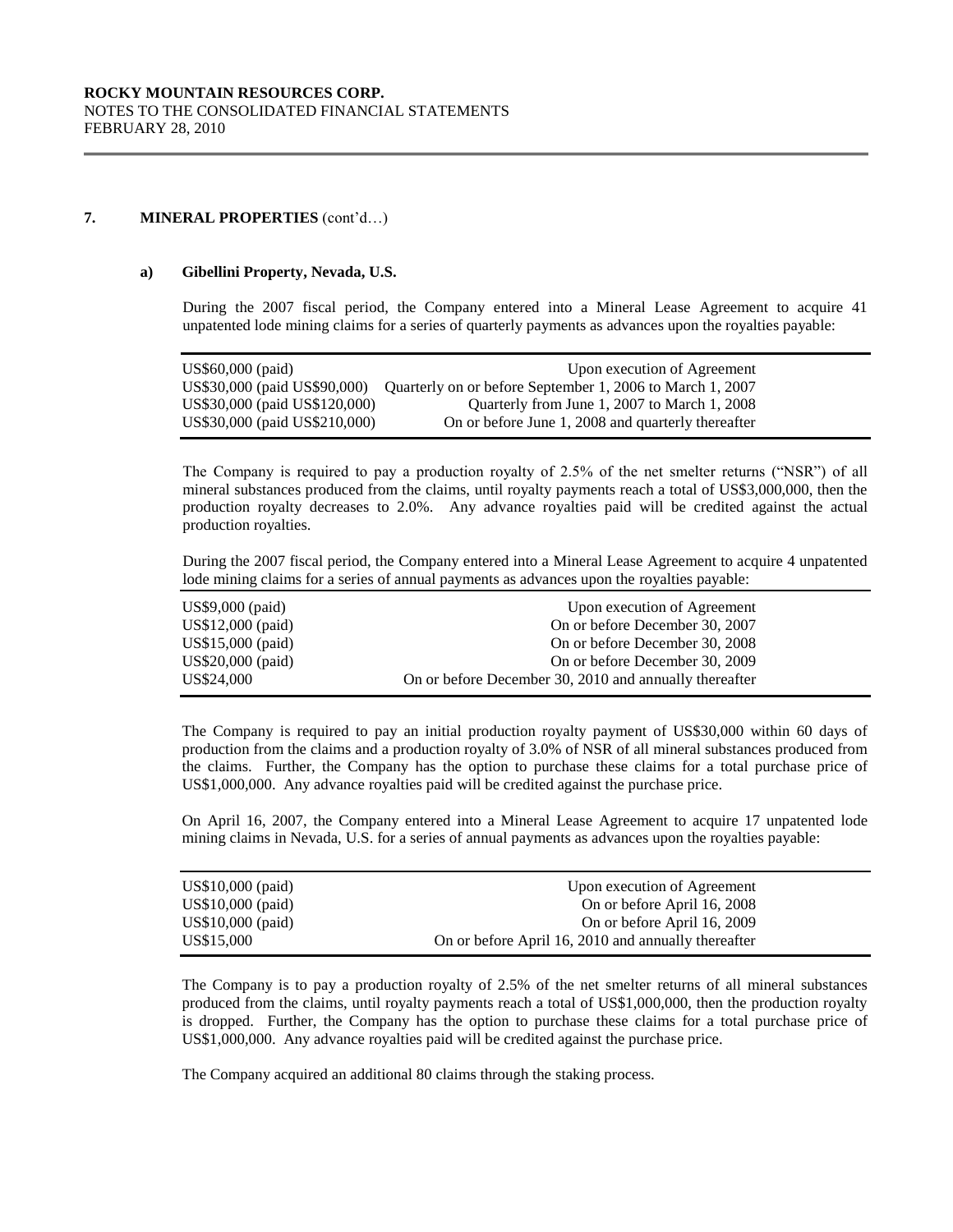**ROCKY MOUNTAIN RESOURCES CORP.**
NOTES TO THE CONSOLIDATED FINANCIAL STATEMENTS
FEBRUARY 28, 2010

## 7. MINERAL PROPERTIES (cont'd…)

### a) Gibellini Property, Nevada, U.S.

During the 2007 fiscal period, the Company entered into a Mineral Lease Agreement to acquire 41 unpatented lode mining claims for a series of quarterly payments as advances upon the royalties payable:

| | |
|---|---|
| US$60,000 (paid) | Upon execution of Agreement |
| US$30,000 (paid US$90,000) | Quarterly on or before September 1, 2006 to March 1, 2007 |
| US$30,000 (paid US$120,000) | Quarterly from June 1, 2007 to March 1, 2008 |
| US$30,000 (paid US$210,000) | On or before June 1, 2008 and quarterly thereafter |

The Company is required to pay a production royalty of 2.5% of the net smelter returns ("NSR") of all mineral substances produced from the claims, until royalty payments reach a total of US$3,000,000, then the production royalty decreases to 2.0%. Any advance royalties paid will be credited against the actual production royalties.

During the 2007 fiscal period, the Company entered into a Mineral Lease Agreement to acquire 4 unpatented lode mining claims for a series of annual payments as advances upon the royalties payable:

| | |
|---|---|
| US$9,000 (paid) | Upon execution of Agreement |
| US$12,000 (paid) | On or before December 30, 2007 |
| US$15,000 (paid) | On or before December 30, 2008 |
| US$20,000 (paid) | On or before December 30, 2009 |
| US$24,000 | On or before December 30, 2010 and annually thereafter |

The Company is required to pay an initial production royalty payment of US$30,000 within 60 days of production from the claims and a production royalty of 3.0% of NSR of all mineral substances produced from the claims. Further, the Company has the option to purchase these claims for a total purchase price of US$1,000,000. Any advance royalties paid will be credited against the purchase price.

On April 16, 2007, the Company entered into a Mineral Lease Agreement to acquire 17 unpatented lode mining claims in Nevada, U.S. for a series of annual payments as advances upon the royalties payable:

| | |
|---|---|
| US$10,000 (paid) | Upon execution of Agreement |
| US$10,000 (paid) | On or before April 16, 2008 |
| US$10,000 (paid) | On or before April 16, 2009 |
| US$15,000 | On or before April 16, 2010 and annually thereafter |

The Company is to pay a production royalty of 2.5% of the net smelter returns of all mineral substances produced from the claims, until royalty payments reach a total of US$1,000,000, then the production royalty is dropped. Further, the Company has the option to purchase these claims for a total purchase price of US$1,000,000. Any advance royalties paid will be credited against the purchase price.

The Company acquired an additional 80 claims through the staking process.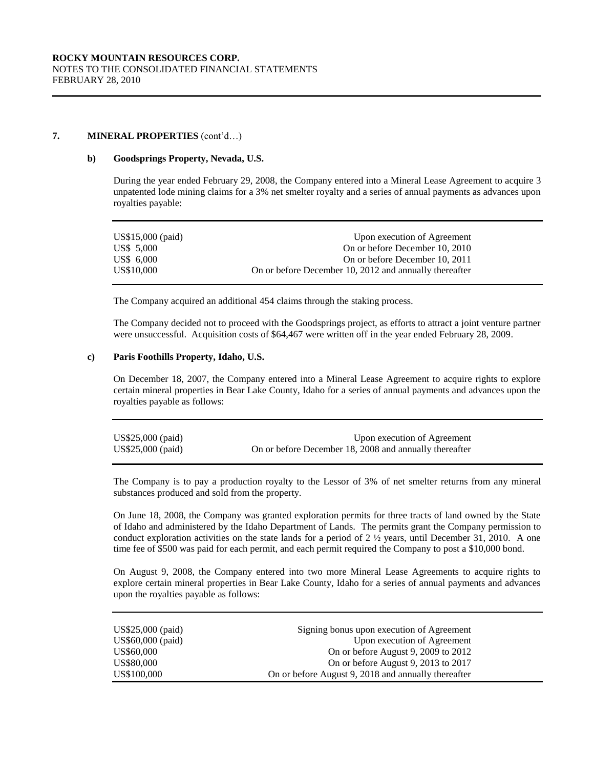## 7. MINERAL PROPERTIES (cont'd…)

### b) Goodsprings Property, Nevada, U.S.

During the year ended February 29, 2008, the Company entered into a Mineral Lease Agreement to acquire 3 unpatented lode mining claims for a 3% net smelter royalty and a series of annual payments as advances upon royalties payable:

| | |
|---|---|
| US$15,000 (paid) | Upon execution of Agreement |
| US$ 5,000 | On or before December 10, 2010 |
| US$ 6,000 | On or before December 10, 2011 |
| US$10,000 | On or before December 10, 2012 and annually thereafter |

The Company acquired an additional 454 claims through the staking process.

The Company decided not to proceed with the Goodsprings project, as efforts to attract a joint venture partner were unsuccessful. Acquisition costs of $64,467 were written off in the year ended February 28, 2009.

### c) Paris Foothills Property, Idaho, U.S.

On December 18, 2007, the Company entered into a Mineral Lease Agreement to acquire rights to explore certain mineral properties in Bear Lake County, Idaho for a series of annual payments and advances upon the royalties payable as follows:

| | |
|---|---|
| US$25,000 (paid) | Upon execution of Agreement |
| US$25,000 (paid) | On or before December 18, 2008 and annually thereafter |

The Company is to pay a production royalty to the Lessor of 3% of net smelter returns from any mineral substances produced and sold from the property.

On June 18, 2008, the Company was granted exploration permits for three tracts of land owned by the State of Idaho and administered by the Idaho Department of Lands. The permits grant the Company permission to conduct exploration activities on the state lands for a period of 2 ½ years, until December 31, 2010. A one time fee of $500 was paid for each permit, and each permit required the Company to post a $10,000 bond.

On August 9, 2008, the Company entered into two more Mineral Lease Agreements to acquire rights to explore certain mineral properties in Bear Lake County, Idaho for a series of annual payments and advances upon the royalties payable as follows:

| | |
|---|---|
| US$25,000 (paid) | Signing bonus upon execution of Agreement |
| US$60,000 (paid) | Upon execution of Agreement |
| US$60,000 | On or before August 9, 2009 to 2012 |
| US$80,000 | On or before August 9, 2013 to 2017 |
| US$100,000 | On or before August 9, 2018 and annually thereafter |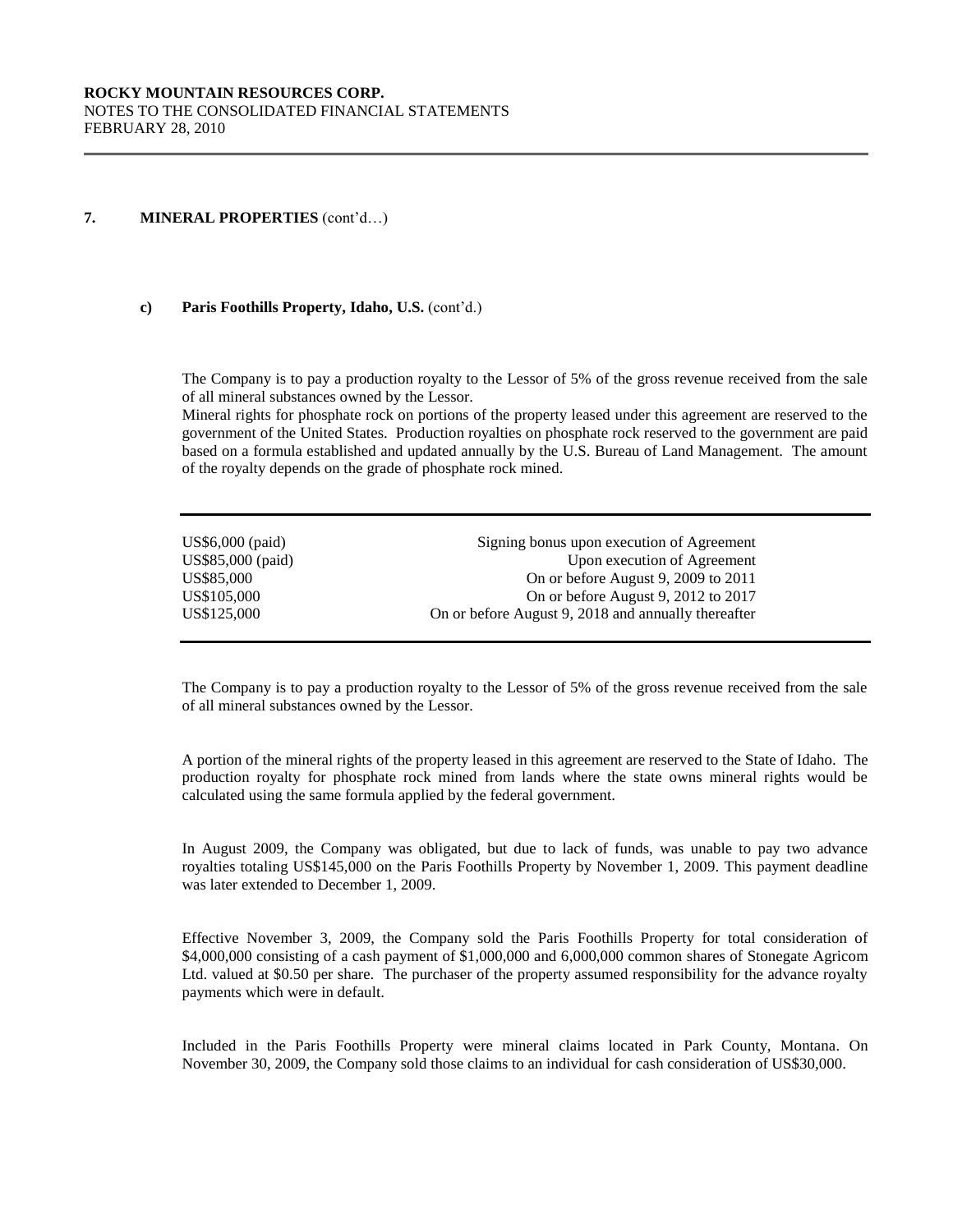## 7. MINERAL PROPERTIES (cont'd…)

### c) Paris Foothills Property, Idaho, U.S. (cont'd.)

The Company is to pay a production royalty to the Lessor of 5% of the gross revenue received from the sale of all mineral substances owned by the Lessor.
Mineral rights for phosphate rock on portions of the property leased under this agreement are reserved to the government of the United States. Production royalties on phosphate rock reserved to the government are paid based on a formula established and updated annually by the U.S. Bureau of Land Management. The amount of the royalty depends on the grade of phosphate rock mined.

| | |
|---|---|
| US$6,000 (paid) | Signing bonus upon execution of Agreement |
| US$85,000 (paid) | Upon execution of Agreement |
| US$85,000 | On or before August 9, 2009 to 2011 |
| US$105,000 | On or before August 9, 2012 to 2017 |
| US$125,000 | On or before August 9, 2018 and annually thereafter |

The Company is to pay a production royalty to the Lessor of 5% of the gross revenue received from the sale of all mineral substances owned by the Lessor.

A portion of the mineral rights of the property leased in this agreement are reserved to the State of Idaho. The production royalty for phosphate rock mined from lands where the state owns mineral rights would be calculated using the same formula applied by the federal government.

In August 2009, the Company was obligated, but due to lack of funds, was unable to pay two advance royalties totaling US$145,000 on the Paris Foothills Property by November 1, 2009. This payment deadline was later extended to December 1, 2009.

Effective November 3, 2009, the Company sold the Paris Foothills Property for total consideration of $4,000,000 consisting of a cash payment of $1,000,000 and 6,000,000 common shares of Stonegate Agricom Ltd. valued at $0.50 per share. The purchaser of the property assumed responsibility for the advance royalty payments which were in default.

Included in the Paris Foothills Property were mineral claims located in Park County, Montana. On November 30, 2009, the Company sold those claims to an individual for cash consideration of US$30,000.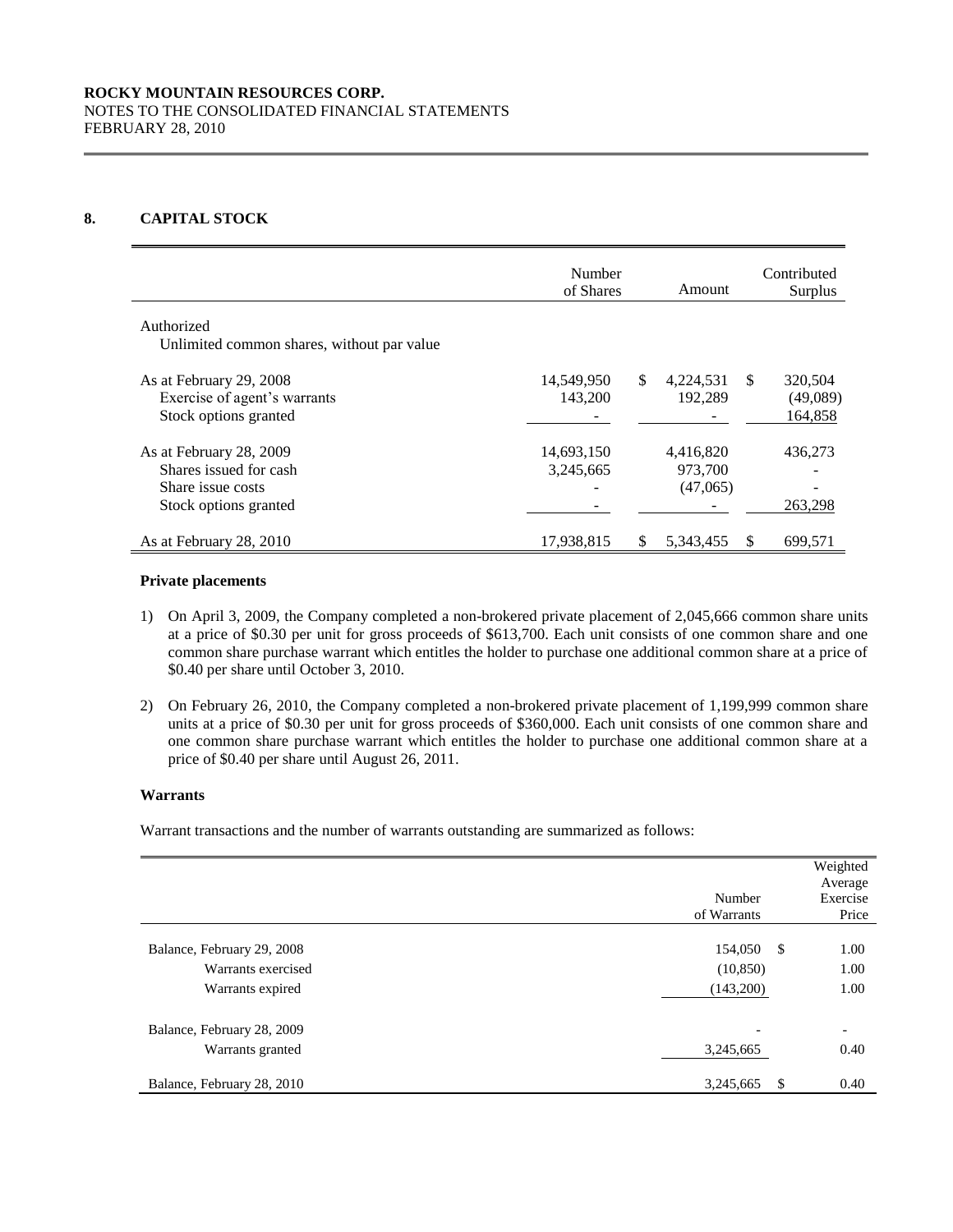## 8. CAPITAL STOCK

| | Number of Shares | Amount | Contributed Surplus |
|---|---|---|---|
| Authorized | | | |
| Unlimited common shares, without par value | | | |
| As at February 29, 2008 | 14,549,950 | $ 4,224,531 | $ 320,504 |
| Exercise of agent's warrants | 143,200 | 192,289 | (49,089) |
| Stock options granted | - | - | 164,858 |
| As at February 28, 2009 | 14,693,150 | 4,416,820 | 436,273 |
| Shares issued for cash | 3,245,665 | 973,700 | - |
| Share issue costs | - | (47,065) | - |
| Stock options granted | - | - | 263,298 |
| As at February 28, 2010 | 17,938,815 | $ 5,343,455 | $ 699,571 |

### Private placements

1) On April 3, 2009, the Company completed a non-brokered private placement of 2,045,666 common share units at a price of $0.30 per unit for gross proceeds of $613,700. Each unit consists of one common share and one common share purchase warrant which entitles the holder to purchase one additional common share at a price of $0.40 per share until October 3, 2010.

2) On February 26, 2010, the Company completed a non-brokered private placement of 1,199,999 common share units at a price of $0.30 per unit for gross proceeds of $360,000. Each unit consists of one common share and one common share purchase warrant which entitles the holder to purchase one additional common share at a price of $0.40 per share until August 26, 2011.

### Warrants

Warrant transactions and the number of warrants outstanding are summarized as follows:

| | Number of Warrants | Weighted Average Exercise Price |
|---|---|---|
| Balance, February 29, 2008 | 154,050 | $ 1.00 |
| Warrants exercised | (10,850) | 1.00 |
| Warrants expired | (143,200) | 1.00 |
| Balance, February 28, 2009 | - | - |
| Warrants granted | 3,245,665 | 0.40 |
| Balance, February 28, 2010 | 3,245,665 | $ 0.40 |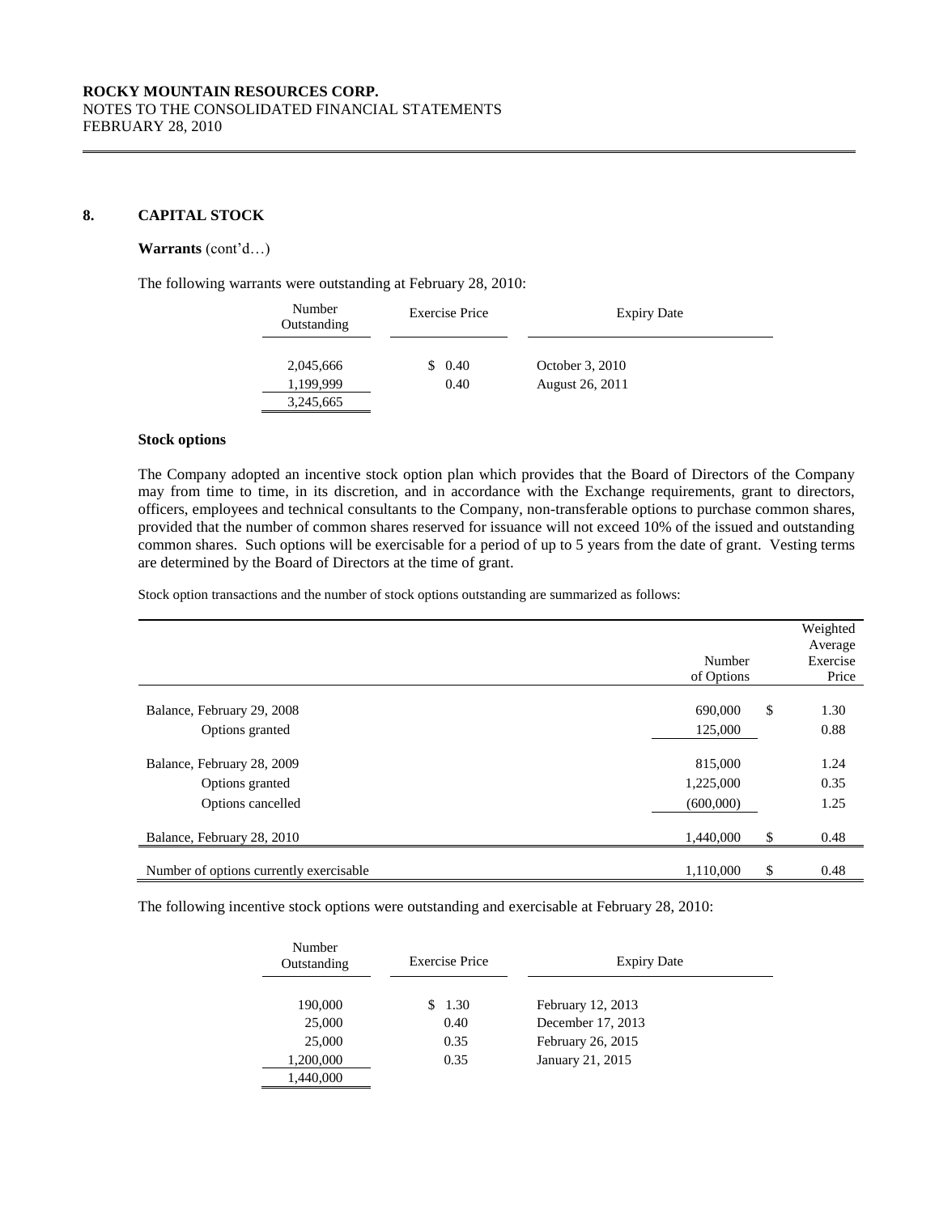## 8. CAPITAL STOCK

**Warrants** (cont'd…)

The following warrants were outstanding at February 28, 2010:

| Number Outstanding | Exercise Price | Expiry Date |
|---|---|---|
| 2,045,666 | $ 0.40 | October 3, 2010 |
| 1,199,999 | 0.40 | August 26, 2011 |
| 3,245,665 | | |

**Stock options**

The Company adopted an incentive stock option plan which provides that the Board of Directors of the Company may from time to time, in its discretion, and in accordance with the Exchange requirements, grant to directors, officers, employees and technical consultants to the Company, non-transferable options to purchase common shares, provided that the number of common shares reserved for issuance will not exceed 10% of the issued and outstanding common shares. Such options will be exercisable for a period of up to 5 years from the date of grant. Vesting terms are determined by the Board of Directors at the time of grant.

Stock option transactions and the number of stock options outstanding are summarized as follows:

| | Number of Options | Weighted Average Exercise Price |
|---|---|---|
| Balance, February 29, 2008 | 690,000 | $ 1.30 |
| Options granted | 125,000 | 0.88 |
| Balance, February 28, 2009 | 815,000 | 1.24 |
| Options granted | 1,225,000 | 0.35 |
| Options cancelled | (600,000) | 1.25 |
| Balance, February 28, 2010 | 1,440,000 | $ 0.48 |
| Number of options currently exercisable | 1,110,000 | $ 0.48 |

The following incentive stock options were outstanding and exercisable at February 28, 2010:

| Number Outstanding | Exercise Price | Expiry Date |
|---|---|---|
| 190,000 | $ 1.30 | February 12, 2013 |
| 25,000 | 0.40 | December 17, 2013 |
| 25,000 | 0.35 | February 26, 2015 |
| 1,200,000 | 0.35 | January 21, 2015 |
| 1,440,000 | | |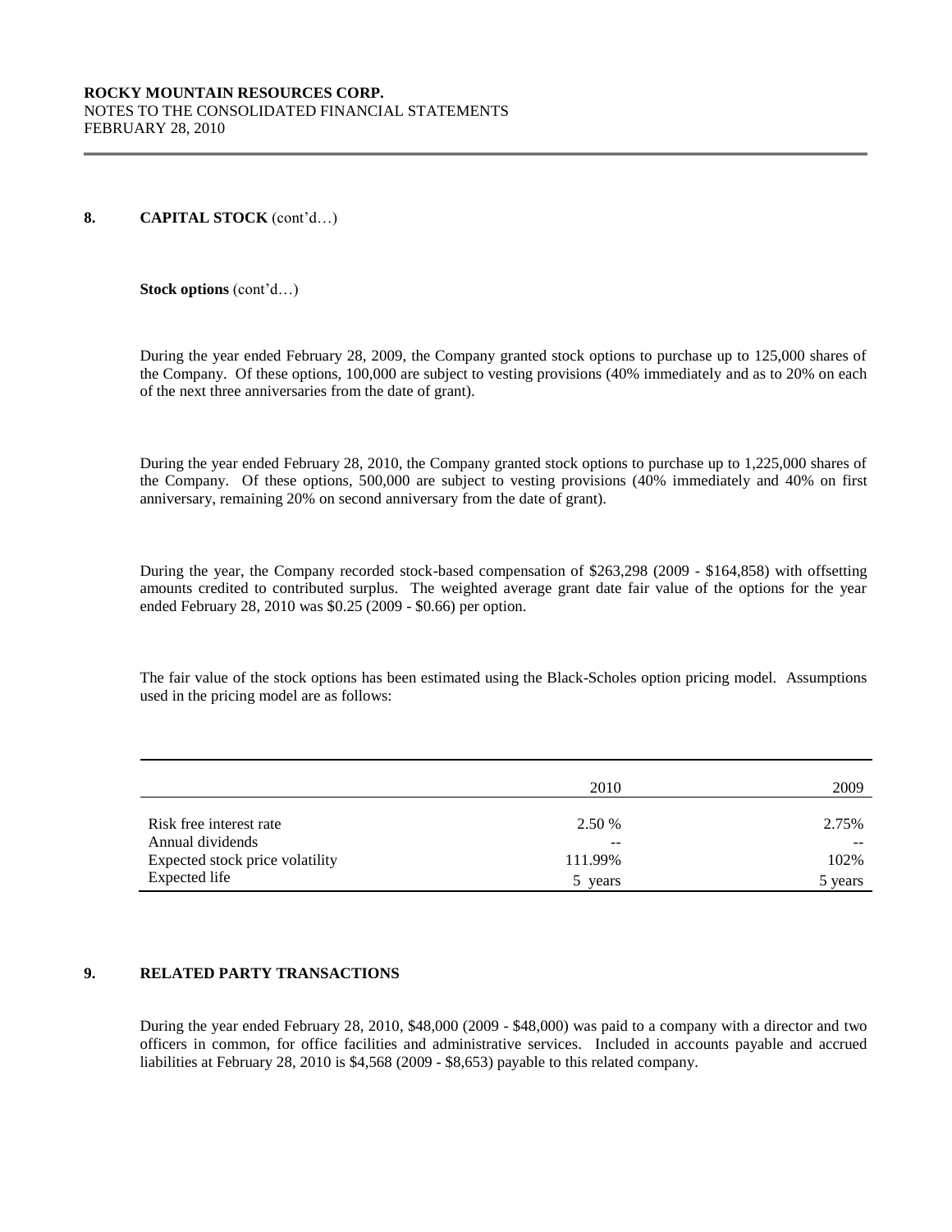## 8. CAPITAL STOCK (cont'd…)

**Stock options** (cont'd…)

During the year ended February 28, 2009, the Company granted stock options to purchase up to 125,000 shares of the Company. Of these options, 100,000 are subject to vesting provisions (40% immediately and as to 20% on each of the next three anniversaries from the date of grant).

During the year ended February 28, 2010, the Company granted stock options to purchase up to 1,225,000 shares of the Company. Of these options, 500,000 are subject to vesting provisions (40% immediately and 40% on first anniversary, remaining 20% on second anniversary from the date of grant).

During the year, the Company recorded stock-based compensation of $263,298 (2009 - $164,858) with offsetting amounts credited to contributed surplus. The weighted average grant date fair value of the options for the year ended February 28, 2010 was $0.25 (2009 - $0.66) per option.

The fair value of the stock options has been estimated using the Black-Scholes option pricing model. Assumptions used in the pricing model are as follows:

| | 2010 | 2009 |
|---|---|---|
| Risk free interest rate | 2.50 % | 2.75% |
| Annual dividends | -- | -- |
| Expected stock price volatility | 111.99% | 102% |
| Expected life | 5 years | 5 years |

## 9. RELATED PARTY TRANSACTIONS

During the year ended February 28, 2010, $48,000 (2009 - $48,000) was paid to a company with a director and two officers in common, for office facilities and administrative services. Included in accounts payable and accrued liabilities at February 28, 2010 is $4,568 (2009 - $8,653) payable to this related company.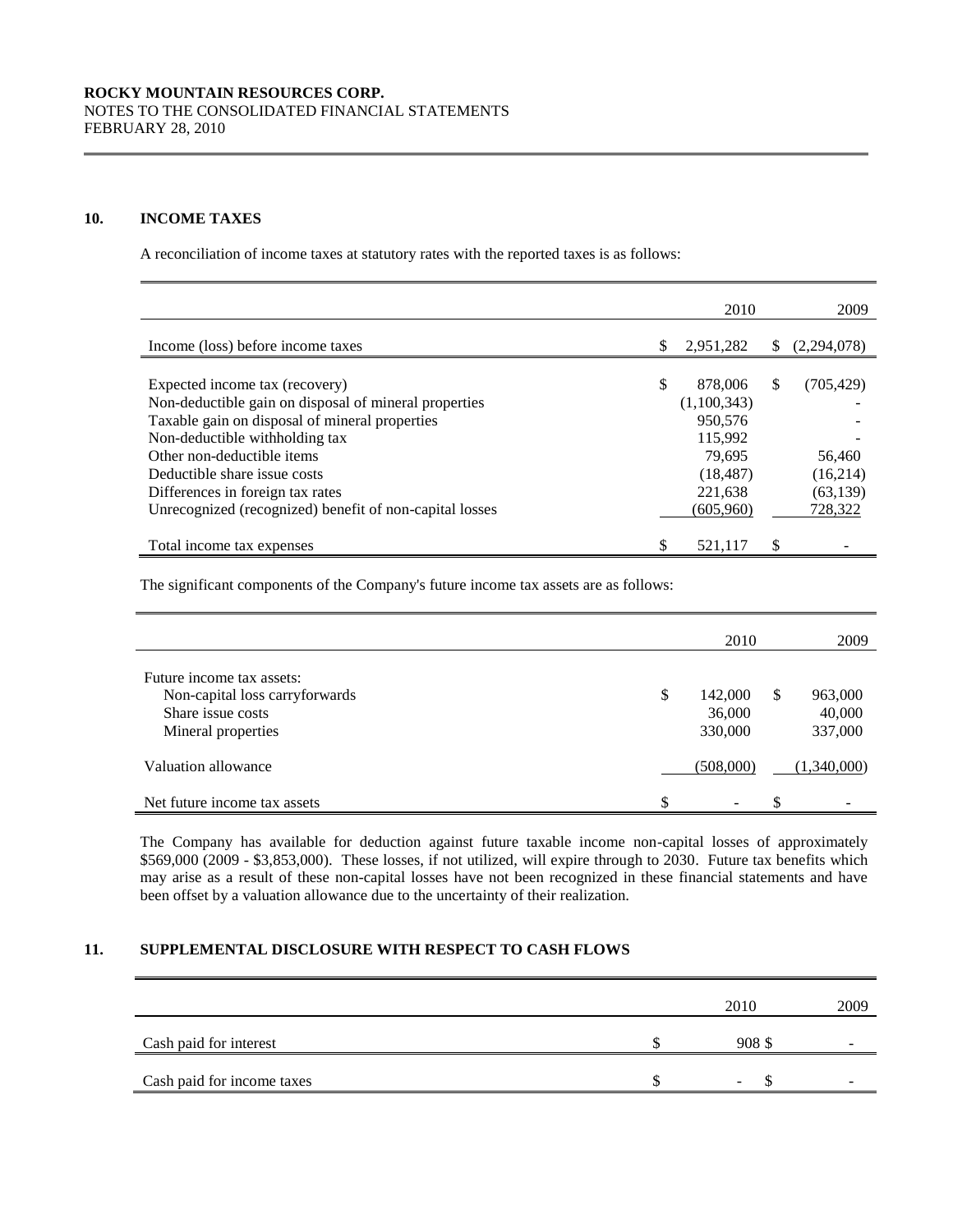ROCKY MOUNTAIN RESOURCES CORP.
NOTES TO THE CONSOLIDATED FINANCIAL STATEMENTS
FEBRUARY 28, 2010

## 10. INCOME TAXES

A reconciliation of income taxes at statutory rates with the reported taxes is as follows:

| | 2010 | 2009 |
|---|---|---|
| Income (loss) before income taxes | $ 2,951,282 | $ (2,294,078) |
| Expected income tax (recovery) | $ 878,006 | $ (705,429) |
| Non-deductible gain on disposal of mineral properties | (1,100,343) | - |
| Taxable gain on disposal of mineral properties | 950,576 | - |
| Non-deductible withholding tax | 115,992 | - |
| Other non-deductible items | 79,695 | 56,460 |
| Deductible share issue costs | (18,487) | (16,214) |
| Differences in foreign tax rates | 221,638 | (63,139) |
| Unrecognized (recognized) benefit of non-capital losses | (605,960) | 728,322 |
| Total income tax expenses | $ 521,117 | $ - |

The significant components of the Company's future income tax assets are as follows:

| | 2010 | 2009 |
|---|---|---|
| Future income tax assets: | | |
| Non-capital loss carryforwards | $ 142,000 | $ 963,000 |
| Share issue costs | 36,000 | 40,000 |
| Mineral properties | 330,000 | 337,000 |
| Valuation allowance | (508,000) | (1,340,000) |
| Net future income tax assets | $ - | $ - |

The Company has available for deduction against future taxable income non-capital losses of approximately $569,000 (2009 - $3,853,000). These losses, if not utilized, will expire through to 2030. Future tax benefits which may arise as a result of these non-capital losses have not been recognized in these financial statements and have been offset by a valuation allowance due to the uncertainty of their realization.

## 11. SUPPLEMENTAL DISCLOSURE WITH RESPECT TO CASH FLOWS

| | 2010 | 2009 |
|---|---|---|
| Cash paid for interest | $ 908 | $ - |
| Cash paid for income taxes | $ - | $ - |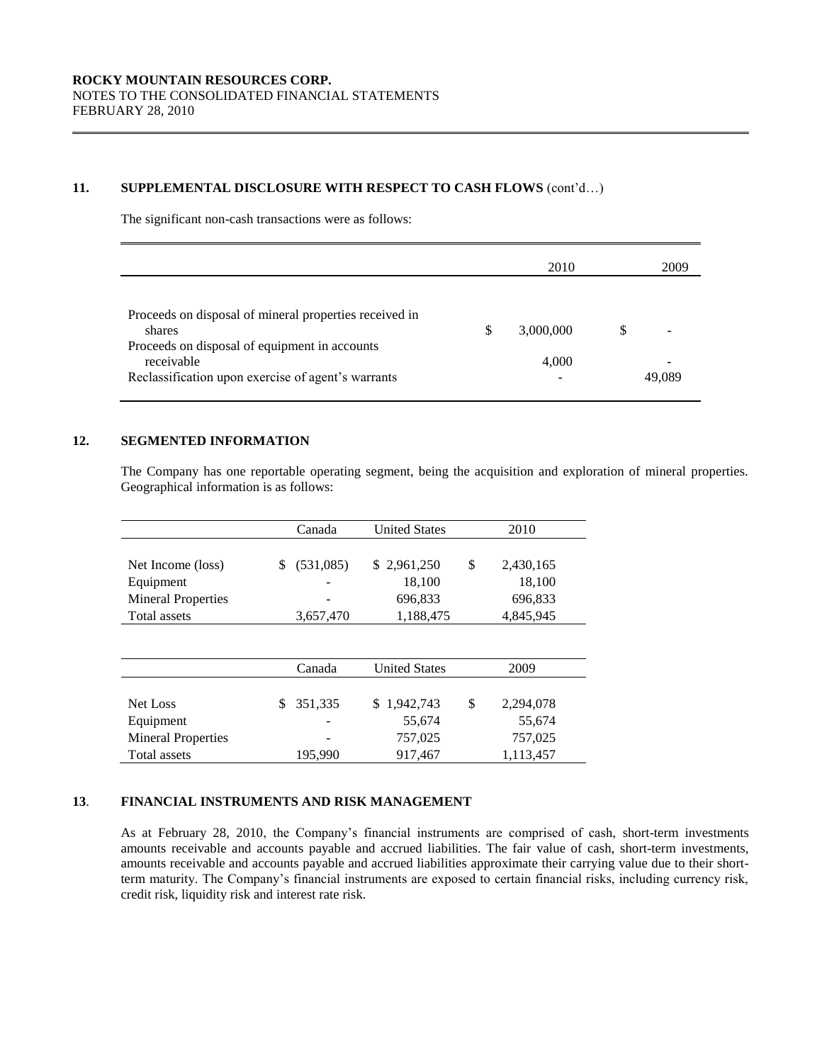## 11. SUPPLEMENTAL DISCLOSURE WITH RESPECT TO CASH FLOWS (cont'd…)

The significant non-cash transactions were as follows:

| | 2010 | 2009 |
|---|---|---|
| Proceeds on disposal of mineral properties received in shares | $ 3,000,000 | $ - |
| Proceeds on disposal of equipment in accounts receivable | 4,000 | - |
| Reclassification upon exercise of agent's warrants | - | 49,089 |

## 12. SEGMENTED INFORMATION

The Company has one reportable operating segment, being the acquisition and exploration of mineral properties. Geographical information is as follows:

| | Canada | United States | 2010 |
|---|---|---|---|
| Net Income (loss) | $ (531,085) | $ 2,961,250 | $ 2,430,165 |
| Equipment | - | 18,100 | 18,100 |
| Mineral Properties | - | 696,833 | 696,833 |
| Total assets | 3,657,470 | 1,188,475 | 4,845,945 |

| | Canada | United States | 2009 |
|---|---|---|---|
| Net Loss | $ 351,335 | $ 1,942,743 | $ 2,294,078 |
| Equipment | - | 55,674 | 55,674 |
| Mineral Properties | - | 757,025 | 757,025 |
| Total assets | 195,990 | 917,467 | 1,113,457 |

## 13. FINANCIAL INSTRUMENTS AND RISK MANAGEMENT

As at February 28, 2010, the Company's financial instruments are comprised of cash, short-term investments amounts receivable and accounts payable and accrued liabilities. The fair value of cash, short-term investments, amounts receivable and accounts payable and accrued liabilities approximate their carrying value due to their short-term maturity. The Company's financial instruments are exposed to certain financial risks, including currency risk, credit risk, liquidity risk and interest rate risk.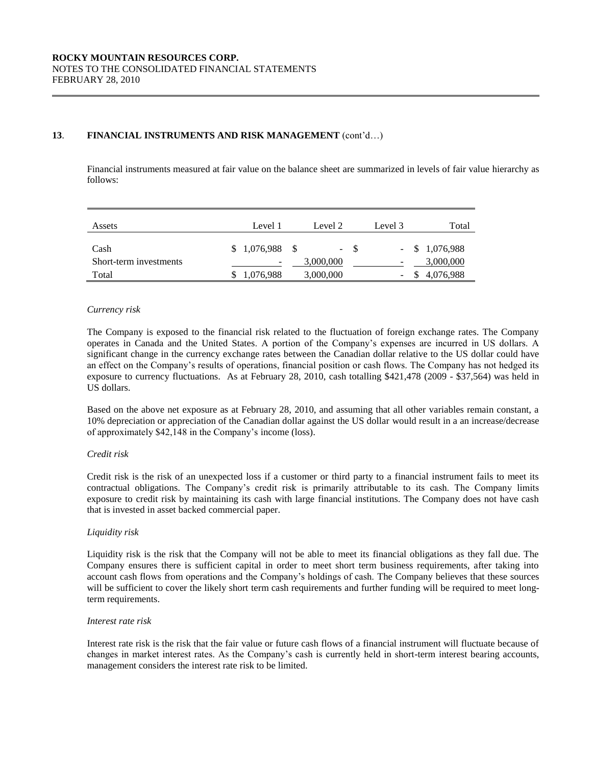## 13. FINANCIAL INSTRUMENTS AND RISK MANAGEMENT (cont'd…)

Financial instruments measured at fair value on the balance sheet are summarized in levels of fair value hierarchy as follows:

| Assets | Level 1 | Level 2 | Level 3 | Total |
|---|---|---|---|---|
| Cash | $ 1,076,988 | $ - | $ - | $ 1,076,988 |
| Short-term investments | - | 3,000,000 | - | 3,000,000 |
| Total | $ 1,076,988 | 3,000,000 | - | $ 4,076,988 |

*Currency risk*

The Company is exposed to the financial risk related to the fluctuation of foreign exchange rates. The Company operates in Canada and the United States. A portion of the Company's expenses are incurred in US dollars. A significant change in the currency exchange rates between the Canadian dollar relative to the US dollar could have an effect on the Company's results of operations, financial position or cash flows. The Company has not hedged its exposure to currency fluctuations. As at February 28, 2010, cash totalling $421,478 (2009 - $37,564) was held in US dollars.

Based on the above net exposure as at February 28, 2010, and assuming that all other variables remain constant, a 10% depreciation or appreciation of the Canadian dollar against the US dollar would result in a an increase/decrease of approximately $42,148 in the Company's income (loss).

*Credit risk*

Credit risk is the risk of an unexpected loss if a customer or third party to a financial instrument fails to meet its contractual obligations. The Company's credit risk is primarily attributable to its cash. The Company limits exposure to credit risk by maintaining its cash with large financial institutions. The Company does not have cash that is invested in asset backed commercial paper.

*Liquidity risk*

Liquidity risk is the risk that the Company will not be able to meet its financial obligations as they fall due. The Company ensures there is sufficient capital in order to meet short term business requirements, after taking into account cash flows from operations and the Company's holdings of cash. The Company believes that these sources will be sufficient to cover the likely short term cash requirements and further funding will be required to meet long-term requirements.

*Interest rate risk*

Interest rate risk is the risk that the fair value or future cash flows of a financial instrument will fluctuate because of changes in market interest rates. As the Company's cash is currently held in short-term interest bearing accounts, management considers the interest rate risk to be limited.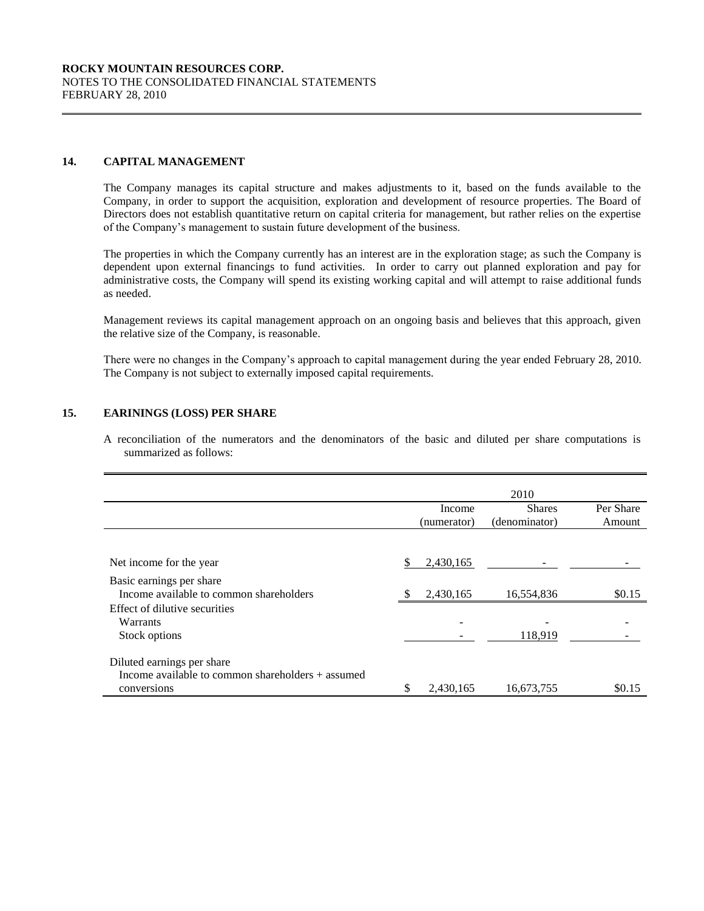**ROCKY MOUNTAIN RESOURCES CORP.**
NOTES TO THE CONSOLIDATED FINANCIAL STATEMENTS
FEBRUARY 28, 2010

## 14. CAPITAL MANAGEMENT

The Company manages its capital structure and makes adjustments to it, based on the funds available to the Company, in order to support the acquisition, exploration and development of resource properties. The Board of Directors does not establish quantitative return on capital criteria for management, but rather relies on the expertise of the Company's management to sustain future development of the business.

The properties in which the Company currently has an interest are in the exploration stage; as such the Company is dependent upon external financings to fund activities. In order to carry out planned exploration and pay for administrative costs, the Company will spend its existing working capital and will attempt to raise additional funds as needed.

Management reviews its capital management approach on an ongoing basis and believes that this approach, given the relative size of the Company, is reasonable.

There were no changes in the Company's approach to capital management during the year ended February 28, 2010. The Company is not subject to externally imposed capital requirements.

## 15. EARININGS (LOSS) PER SHARE

A reconciliation of the numerators and the denominators of the basic and diluted per share computations is summarized as follows:

| | 2010 | | |
|---|---|---|---|
| | Income (numerator) | Shares (denominator) | Per Share Amount |
| Net income for the year | $ 2,430,165 | - | - |
| Basic earnings per share | | | |
| Income available to common shareholders | $ 2,430,165 | 16,554,836 | $0.15 |
| Effect of dilutive securities | | | |
| Warrants | - | - | - |
| Stock options | - | 118,919 | - |
| Diluted earnings per share | | | |
| Income available to common shareholders + assumed conversions | $ 2,430,165 | 16,673,755 | $0.15 |